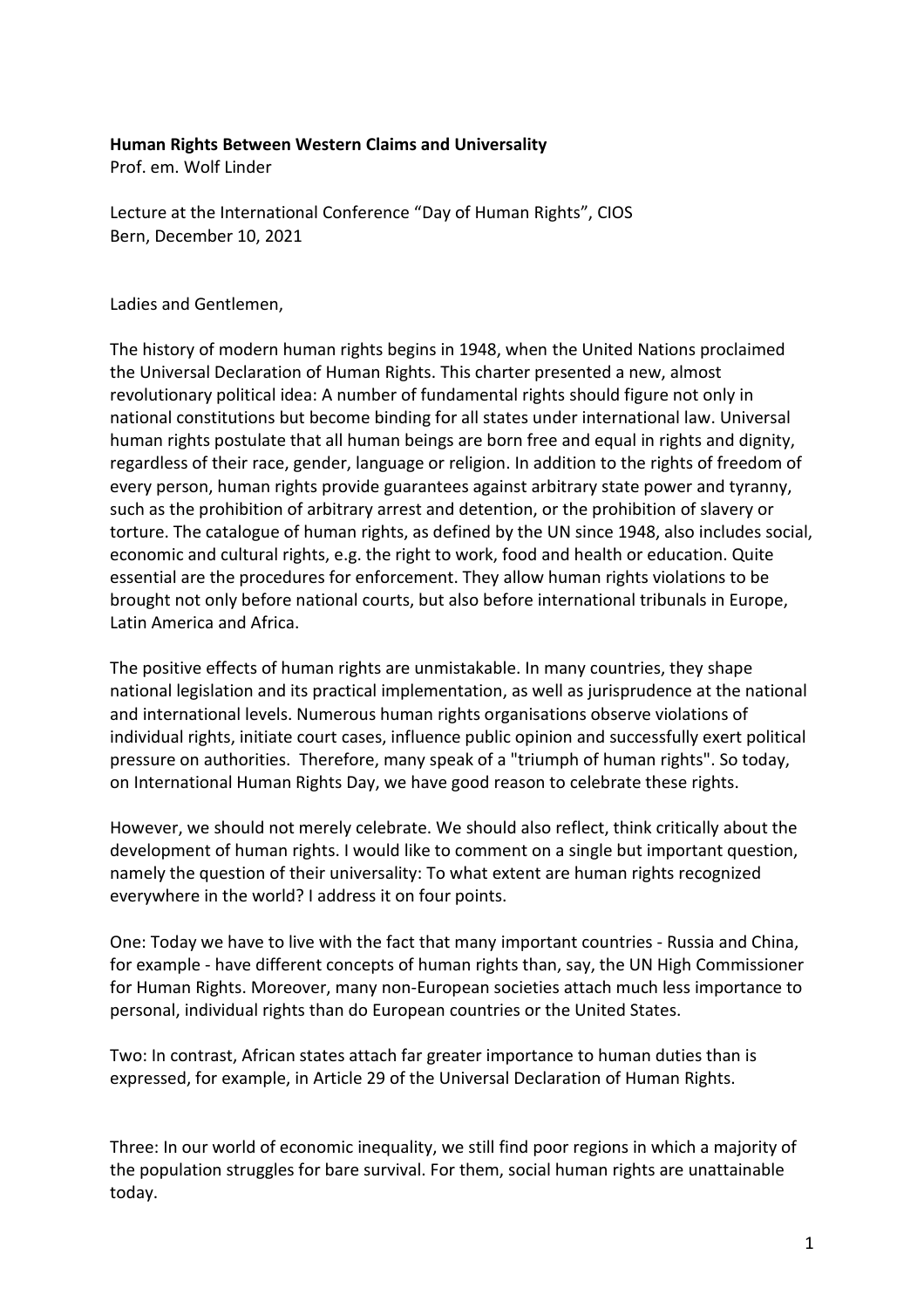**Human Rights Between Western Claims and Universality**

Prof. em. Wolf Linder

Lecture at the International Conference "Day of Human Rights", CIOS
Bern, December 10, 2021

Ladies and Gentlemen,

The history of modern human rights begins in 1948, when the United Nations proclaimed the Universal Declaration of Human Rights. This charter presented a new, almost revolutionary political idea: A number of fundamental rights should figure not only in national constitutions but become binding for all states under international law. Universal human rights postulate that all human beings are born free and equal in rights and dignity, regardless of their race, gender, language or religion. In addition to the rights of freedom of every person, human rights provide guarantees against arbitrary state power and tyranny, such as the prohibition of arbitrary arrest and detention, or the prohibition of slavery or torture. The catalogue of human rights, as defined by the UN since 1948, also includes social, economic and cultural rights, e.g. the right to work, food and health or education. Quite essential are the procedures for enforcement. They allow human rights violations to be brought not only before national courts, but also before international tribunals in Europe, Latin America and Africa.

The positive effects of human rights are unmistakable. In many countries, they shape national legislation and its practical implementation, as well as jurisprudence at the national and international levels. Numerous human rights organisations observe violations of individual rights, initiate court cases, influence public opinion and successfully exert political pressure on authorities. Therefore, many speak of a "triumph of human rights". So today, on International Human Rights Day, we have good reason to celebrate these rights.

However, we should not merely celebrate. We should also reflect, think critically about the development of human rights. I would like to comment on a single but important question, namely the question of their universality: To what extent are human rights recognized everywhere in the world? I address it on four points.

One: Today we have to live with the fact that many important countries - Russia and China, for example - have different concepts of human rights than, say, the UN High Commissioner for Human Rights. Moreover, many non-European societies attach much less importance to personal, individual rights than do European countries or the United States.

Two: In contrast, African states attach far greater importance to human duties than is expressed, for example, in Article 29 of the Universal Declaration of Human Rights.

Three: In our world of economic inequality, we still find poor regions in which a majority of the population struggles for bare survival. For them, social human rights are unattainable today.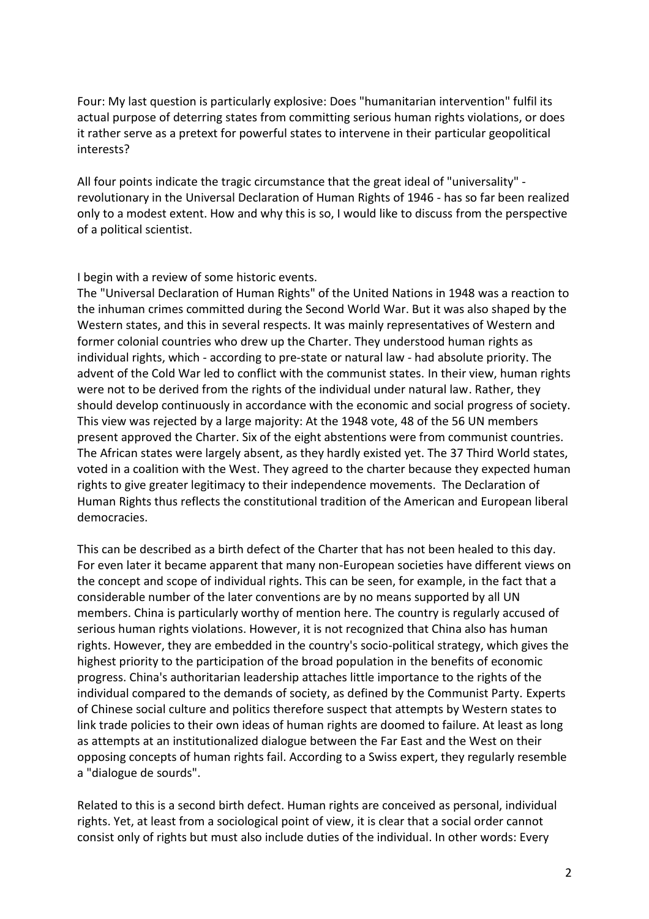Four: My last question is particularly explosive: Does "humanitarian intervention" fulfil its actual purpose of deterring states from committing serious human rights violations, or does it rather serve as a pretext for powerful states to intervene in their particular geopolitical interests?

All four points indicate the tragic circumstance that the great ideal of "universality" - revolutionary in the Universal Declaration of Human Rights of 1946 - has so far been realized only to a modest extent. How and why this is so, I would like to discuss from the perspective of a political scientist.

I begin with a review of some historic events.

The "Universal Declaration of Human Rights" of the United Nations in 1948 was a reaction to the inhuman crimes committed during the Second World War. But it was also shaped by the Western states, and this in several respects. It was mainly representatives of Western and former colonial countries who drew up the Charter. They understood human rights as individual rights, which - according to pre-state or natural law - had absolute priority. The advent of the Cold War led to conflict with the communist states. In their view, human rights were not to be derived from the rights of the individual under natural law. Rather, they should develop continuously in accordance with the economic and social progress of society. This view was rejected by a large majority: At the 1948 vote, 48 of the 56 UN members present approved the Charter. Six of the eight abstentions were from communist countries. The African states were largely absent, as they hardly existed yet. The 37 Third World states, voted in a coalition with the West. They agreed to the charter because they expected human rights to give greater legitimacy to their independence movements. The Declaration of Human Rights thus reflects the constitutional tradition of the American and European liberal democracies.

This can be described as a birth defect of the Charter that has not been healed to this day. For even later it became apparent that many non-European societies have different views on the concept and scope of individual rights. This can be seen, for example, in the fact that a considerable number of the later conventions are by no means supported by all UN members. China is particularly worthy of mention here. The country is regularly accused of serious human rights violations. However, it is not recognized that China also has human rights. However, they are embedded in the country's socio-political strategy, which gives the highest priority to the participation of the broad population in the benefits of economic progress. China's authoritarian leadership attaches little importance to the rights of the individual compared to the demands of society, as defined by the Communist Party. Experts of Chinese social culture and politics therefore suspect that attempts by Western states to link trade policies to their own ideas of human rights are doomed to failure. At least as long as attempts at an institutionalized dialogue between the Far East and the West on their opposing concepts of human rights fail. According to a Swiss expert, they regularly resemble a "dialogue de sourds".

Related to this is a second birth defect. Human rights are conceived as personal, individual rights. Yet, at least from a sociological point of view, it is clear that a social order cannot consist only of rights but must also include duties of the individual. In other words: Every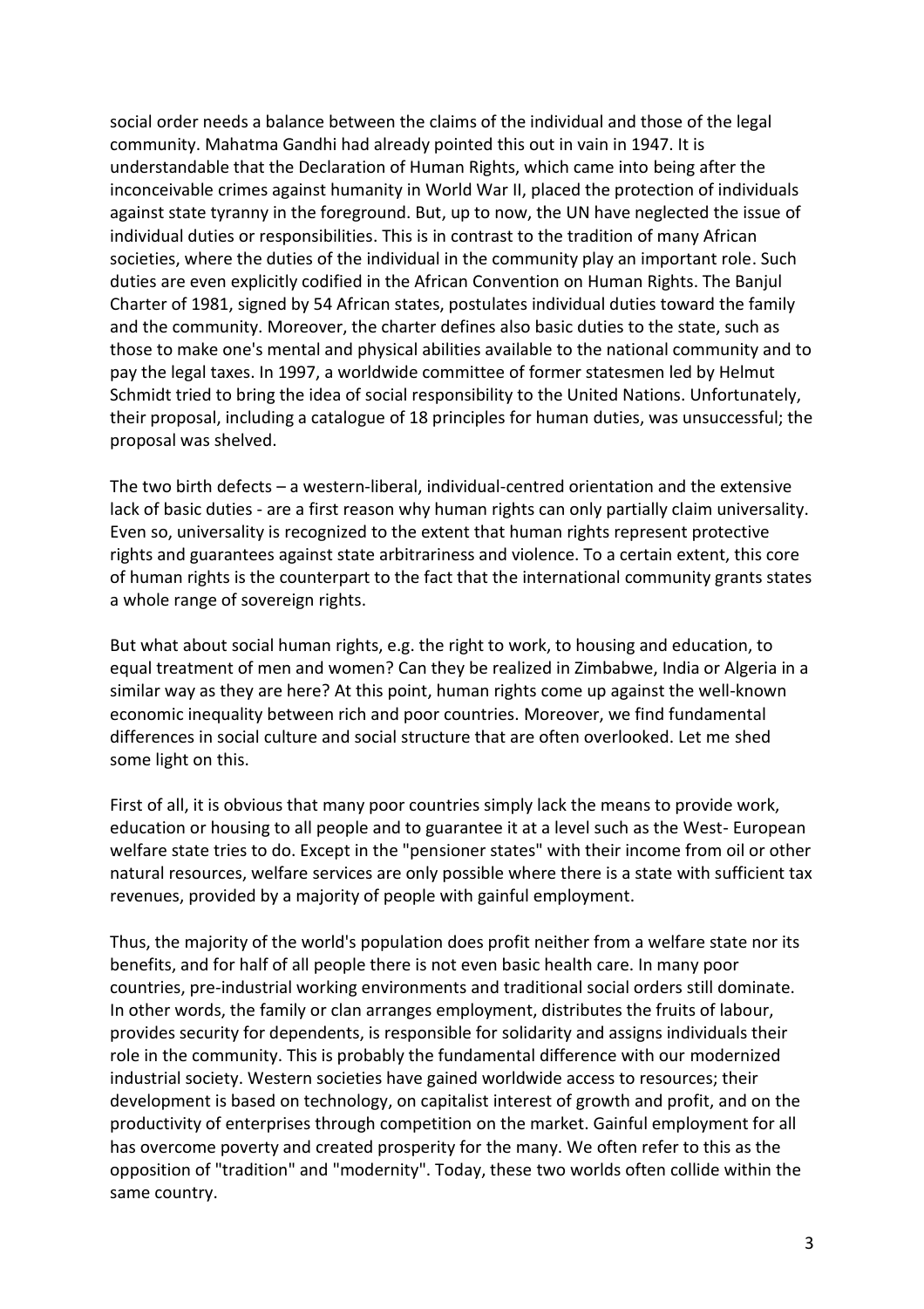social order needs a balance between the claims of the individual and those of the legal community. Mahatma Gandhi had already pointed this out in vain in 1947. It is understandable that the Declaration of Human Rights, which came into being after the inconceivable crimes against humanity in World War II, placed the protection of individuals against state tyranny in the foreground. But, up to now, the UN have neglected the issue of individual duties or responsibilities. This is in contrast to the tradition of many African societies, where the duties of the individual in the community play an important role. Such duties are even explicitly codified in the African Convention on Human Rights. The Banjul Charter of 1981, signed by 54 African states, postulates individual duties toward the family and the community. Moreover, the charter defines also basic duties to the state, such as those to make one's mental and physical abilities available to the national community and to pay the legal taxes. In 1997, a worldwide committee of former statesmen led by Helmut Schmidt tried to bring the idea of social responsibility to the United Nations. Unfortunately, their proposal, including a catalogue of 18 principles for human duties, was unsuccessful; the proposal was shelved.

The two birth defects – a western-liberal, individual-centred orientation and the extensive lack of basic duties - are a first reason why human rights can only partially claim universality. Even so, universality is recognized to the extent that human rights represent protective rights and guarantees against state arbitrariness and violence. To a certain extent, this core of human rights is the counterpart to the fact that the international community grants states a whole range of sovereign rights.

But what about social human rights, e.g. the right to work, to housing and education, to equal treatment of men and women? Can they be realized in Zimbabwe, India or Algeria in a similar way as they are here? At this point, human rights come up against the well-known economic inequality between rich and poor countries. Moreover, we find fundamental differences in social culture and social structure that are often overlooked. Let me shed some light on this.

First of all, it is obvious that many poor countries simply lack the means to provide work, education or housing to all people and to guarantee it at a level such as the West- European welfare state tries to do. Except in the "pensioner states" with their income from oil or other natural resources, welfare services are only possible where there is a state with sufficient tax revenues, provided by a majority of people with gainful employment.

Thus, the majority of the world's population does profit neither from a welfare state nor its benefits, and for half of all people there is not even basic health care. In many poor countries, pre-industrial working environments and traditional social orders still dominate. In other words, the family or clan arranges employment, distributes the fruits of labour, provides security for dependents, is responsible for solidarity and assigns individuals their role in the community. This is probably the fundamental difference with our modernized industrial society. Western societies have gained worldwide access to resources; their development is based on technology, on capitalist interest of growth and profit, and on the productivity of enterprises through competition on the market. Gainful employment for all has overcome poverty and created prosperity for the many. We often refer to this as the opposition of "tradition" and "modernity". Today, these two worlds often collide within the same country.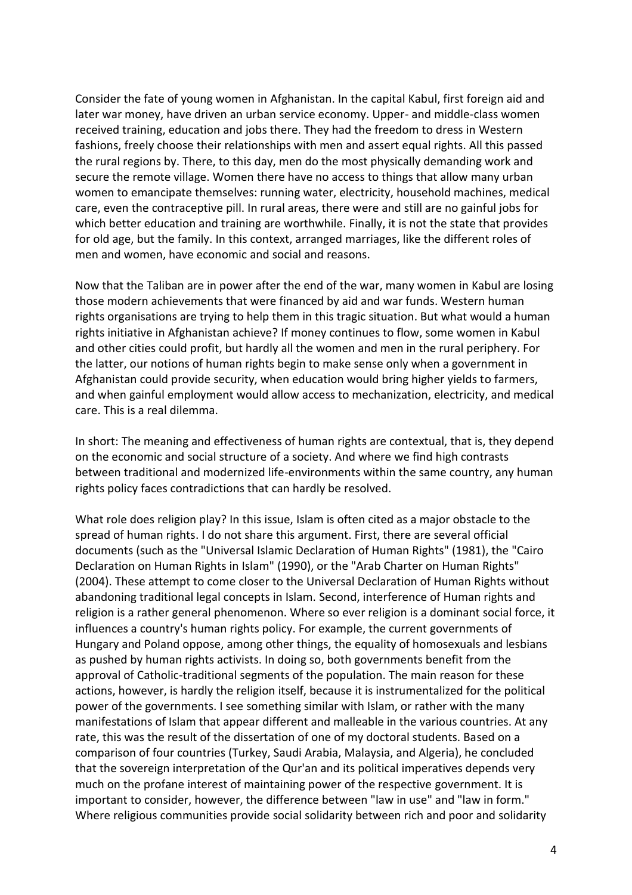Consider the fate of young women in Afghanistan. In the capital Kabul, first foreign aid and later war money, have driven an urban service economy. Upper- and middle-class women received training, education and jobs there. They had the freedom to dress in Western fashions, freely choose their relationships with men and assert equal rights. All this passed the rural regions by. There, to this day, men do the most physically demanding work and secure the remote village. Women there have no access to things that allow many urban women to emancipate themselves: running water, electricity, household machines, medical care, even the contraceptive pill. In rural areas, there were and still are no gainful jobs for which better education and training are worthwhile. Finally, it is not the state that provides for old age, but the family. In this context, arranged marriages, like the different roles of men and women, have economic and social and reasons.

Now that the Taliban are in power after the end of the war, many women in Kabul are losing those modern achievements that were financed by aid and war funds. Western human rights organisations are trying to help them in this tragic situation. But what would a human rights initiative in Afghanistan achieve? If money continues to flow, some women in Kabul and other cities could profit, but hardly all the women and men in the rural periphery. For the latter, our notions of human rights begin to make sense only when a government in Afghanistan could provide security, when education would bring higher yields to farmers, and when gainful employment would allow access to mechanization, electricity, and medical care. This is a real dilemma.

In short: The meaning and effectiveness of human rights are contextual, that is, they depend on the economic and social structure of a society. And where we find high contrasts between traditional and modernized life-environments within the same country, any human rights policy faces contradictions that can hardly be resolved.

What role does religion play? In this issue, Islam is often cited as a major obstacle to the spread of human rights. I do not share this argument. First, there are several official documents (such as the "Universal Islamic Declaration of Human Rights" (1981), the "Cairo Declaration on Human Rights in Islam" (1990), or the "Arab Charter on Human Rights" (2004). These attempt to come closer to the Universal Declaration of Human Rights without abandoning traditional legal concepts in Islam. Second, interference of Human rights and religion is a rather general phenomenon. Where so ever religion is a dominant social force, it influences a country's human rights policy. For example, the current governments of Hungary and Poland oppose, among other things, the equality of homosexuals and lesbians as pushed by human rights activists. In doing so, both governments benefit from the approval of Catholic-traditional segments of the population. The main reason for these actions, however, is hardly the religion itself, because it is instrumentalized for the political power of the governments. I see something similar with Islam, or rather with the many manifestations of Islam that appear different and malleable in the various countries. At any rate, this was the result of the dissertation of one of my doctoral students. Based on a comparison of four countries (Turkey, Saudi Arabia, Malaysia, and Algeria), he concluded that the sovereign interpretation of the Qur'an and its political imperatives depends very much on the profane interest of maintaining power of the respective government. It is important to consider, however, the difference between "law in use" and "law in form." Where religious communities provide social solidarity between rich and poor and solidarity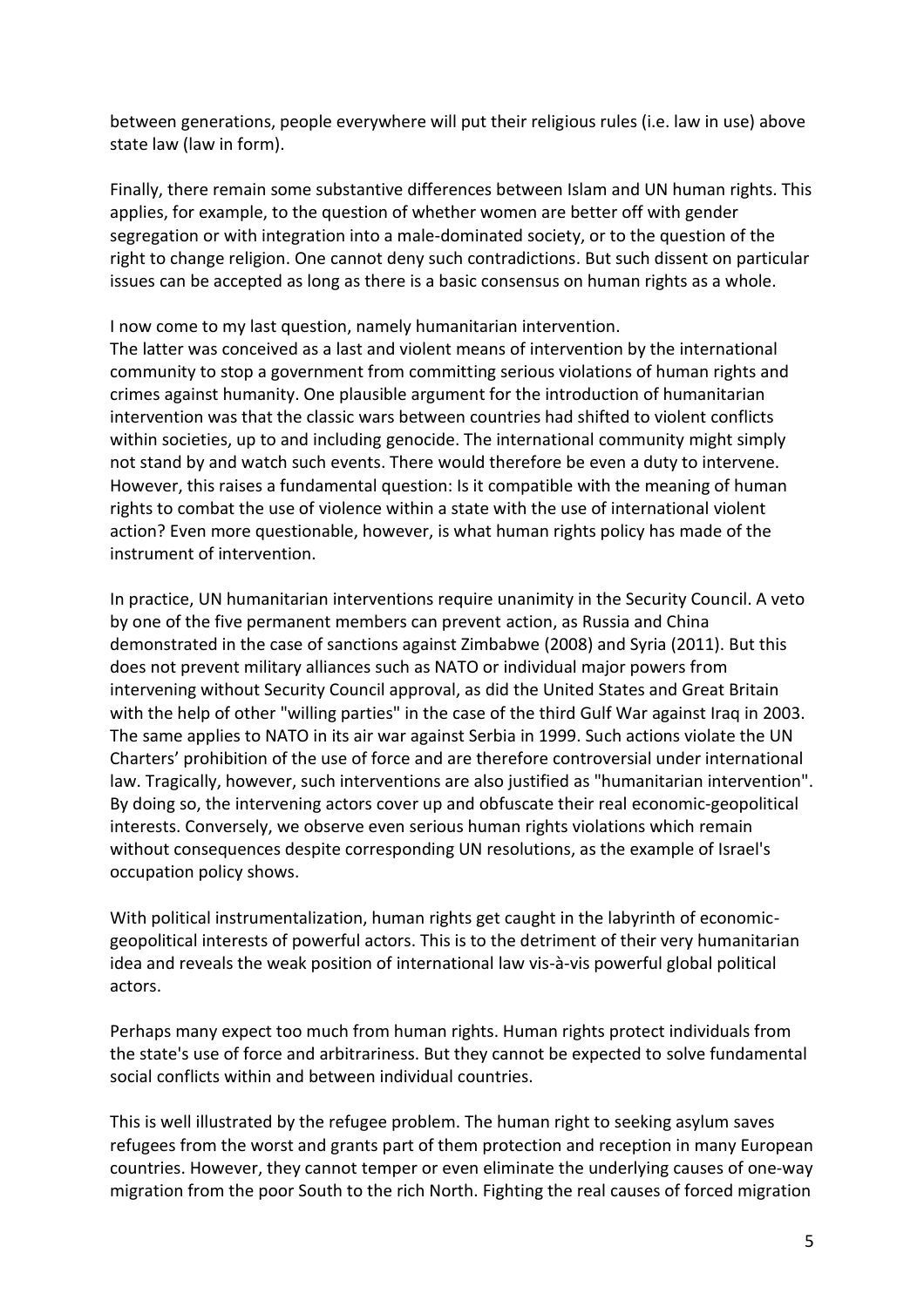between generations, people everywhere will put their religious rules (i.e. law in use) above state law (law in form).

Finally, there remain some substantive differences between Islam and UN human rights. This applies, for example, to the question of whether women are better off with gender segregation or with integration into a male-dominated society, or to the question of the right to change religion. One cannot deny such contradictions. But such dissent on particular issues can be accepted as long as there is a basic consensus on human rights as a whole.

I now come to my last question, namely humanitarian intervention.
The latter was conceived as a last and violent means of intervention by the international community to stop a government from committing serious violations of human rights and crimes against humanity. One plausible argument for the introduction of humanitarian intervention was that the classic wars between countries had shifted to violent conflicts within societies, up to and including genocide. The international community might simply not stand by and watch such events. There would therefore be even a duty to intervene. However, this raises a fundamental question: Is it compatible with the meaning of human rights to combat the use of violence within a state with the use of international violent action? Even more questionable, however, is what human rights policy has made of the instrument of intervention.

In practice, UN humanitarian interventions require unanimity in the Security Council. A veto by one of the five permanent members can prevent action, as Russia and China demonstrated in the case of sanctions against Zimbabwe (2008) and Syria (2011). But this does not prevent military alliances such as NATO or individual major powers from intervening without Security Council approval, as did the United States and Great Britain with the help of other "willing parties" in the case of the third Gulf War against Iraq in 2003. The same applies to NATO in its air war against Serbia in 1999. Such actions violate the UN Charters' prohibition of the use of force and are therefore controversial under international law. Tragically, however, such interventions are also justified as "humanitarian intervention". By doing so, the intervening actors cover up and obfuscate their real economic-geopolitical interests. Conversely, we observe even serious human rights violations which remain without consequences despite corresponding UN resolutions, as the example of Israel's occupation policy shows.

With political instrumentalization, human rights get caught in the labyrinth of economic-geopolitical interests of powerful actors. This is to the detriment of their very humanitarian idea and reveals the weak position of international law vis-à-vis powerful global political actors.

Perhaps many expect too much from human rights. Human rights protect individuals from the state's use of force and arbitrariness. But they cannot be expected to solve fundamental social conflicts within and between individual countries.

This is well illustrated by the refugee problem. The human right to seeking asylum saves refugees from the worst and grants part of them protection and reception in many European countries. However, they cannot temper or even eliminate the underlying causes of one-way migration from the poor South to the rich North. Fighting the real causes of forced migration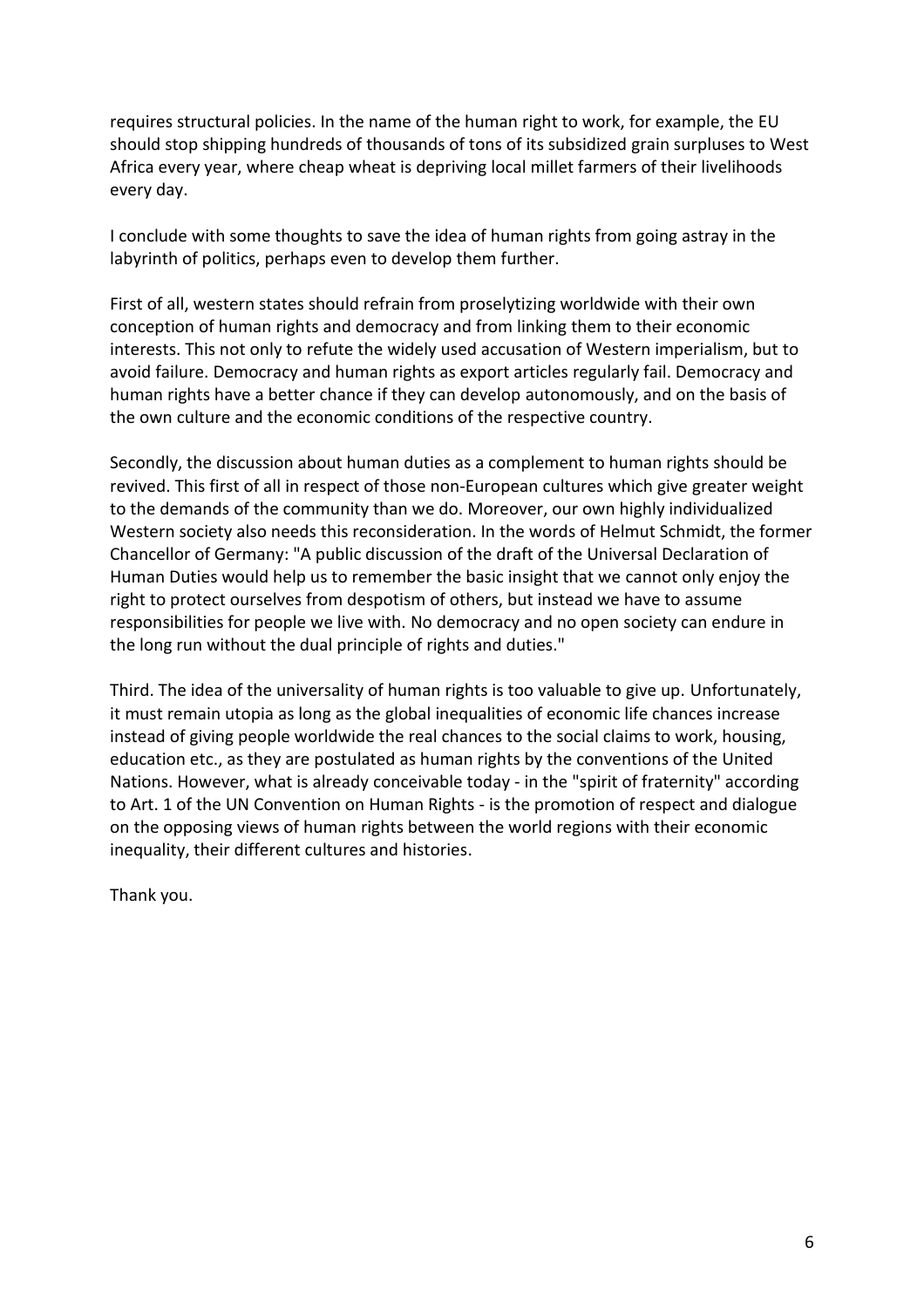requires structural policies. In the name of the human right to work, for example, the EU should stop shipping hundreds of thousands of tons of its subsidized grain surpluses to West Africa every year, where cheap wheat is depriving local millet farmers of their livelihoods every day.

I conclude with some thoughts to save the idea of human rights from going astray in the labyrinth of politics, perhaps even to develop them further.

First of all, western states should refrain from proselytizing worldwide with their own conception of human rights and democracy and from linking them to their economic interests. This not only to refute the widely used accusation of Western imperialism, but to avoid failure. Democracy and human rights as export articles regularly fail. Democracy and human rights have a better chance if they can develop autonomously, and on the basis of the own culture and the economic conditions of the respective country.

Secondly, the discussion about human duties as a complement to human rights should be revived. This first of all in respect of those non-European cultures which give greater weight to the demands of the community than we do. Moreover, our own highly individualized Western society also needs this reconsideration. In the words of Helmut Schmidt, the former Chancellor of Germany: "A public discussion of the draft of the Universal Declaration of Human Duties would help us to remember the basic insight that we cannot only enjoy the right to protect ourselves from despotism of others, but instead we have to assume responsibilities for people we live with. No democracy and no open society can endure in the long run without the dual principle of rights and duties."

Third. The idea of the universality of human rights is too valuable to give up. Unfortunately, it must remain utopia as long as the global inequalities of economic life chances increase instead of giving people worldwide the real chances to the social claims to work, housing, education etc., as they are postulated as human rights by the conventions of the United Nations. However, what is already conceivable today - in the "spirit of fraternity" according to Art. 1 of the UN Convention on Human Rights - is the promotion of respect and dialogue on the opposing views of human rights between the world regions with their economic inequality, their different cultures and histories.

Thank you.